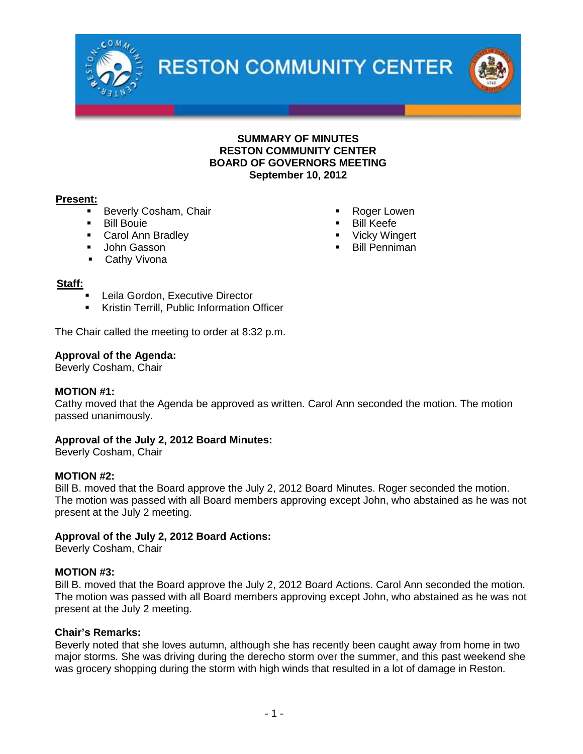RESTON COMMUNITY CENTER

**SUMMARY OF MINUTES**
**RESTON COMMUNITY CENTER**
**BOARD OF GOVERNORS MEETING**
**September 10, 2012**

**Present:**

- Beverly Cosham, Chair
- Bill Bouie
- Carol Ann Bradley
- John Gasson
- Cathy Vivona
- Roger Lowen
- Bill Keefe
- Vicky Wingert
- Bill Penniman

**Staff:**

- Leila Gordon, Executive Director
- Kristin Terrill, Public Information Officer

The Chair called the meeting to order at 8:32 p.m.

**Approval of the Agenda:**
Beverly Cosham, Chair

**MOTION #1:**
Cathy moved that the Agenda be approved as written. Carol Ann seconded the motion. The motion passed unanimously.

**Approval of the July 2, 2012 Board Minutes:**
Beverly Cosham, Chair

**MOTION #2:**
Bill B. moved that the Board approve the July 2, 2012 Board Minutes. Roger seconded the motion. The motion was passed with all Board members approving except John, who abstained as he was not present at the July 2 meeting.

**Approval of the July 2, 2012 Board Actions:**
Beverly Cosham, Chair

**MOTION #3:**
Bill B. moved that the Board approve the July 2, 2012 Board Actions. Carol Ann seconded the motion. The motion was passed with all Board members approving except John, who abstained as he was not present at the July 2 meeting.

**Chair's Remarks:**
Beverly noted that she loves autumn, although she has recently been caught away from home in two major storms. She was driving during the derecho storm over the summer, and this past weekend she was grocery shopping during the storm with high winds that resulted in a lot of damage in Reston.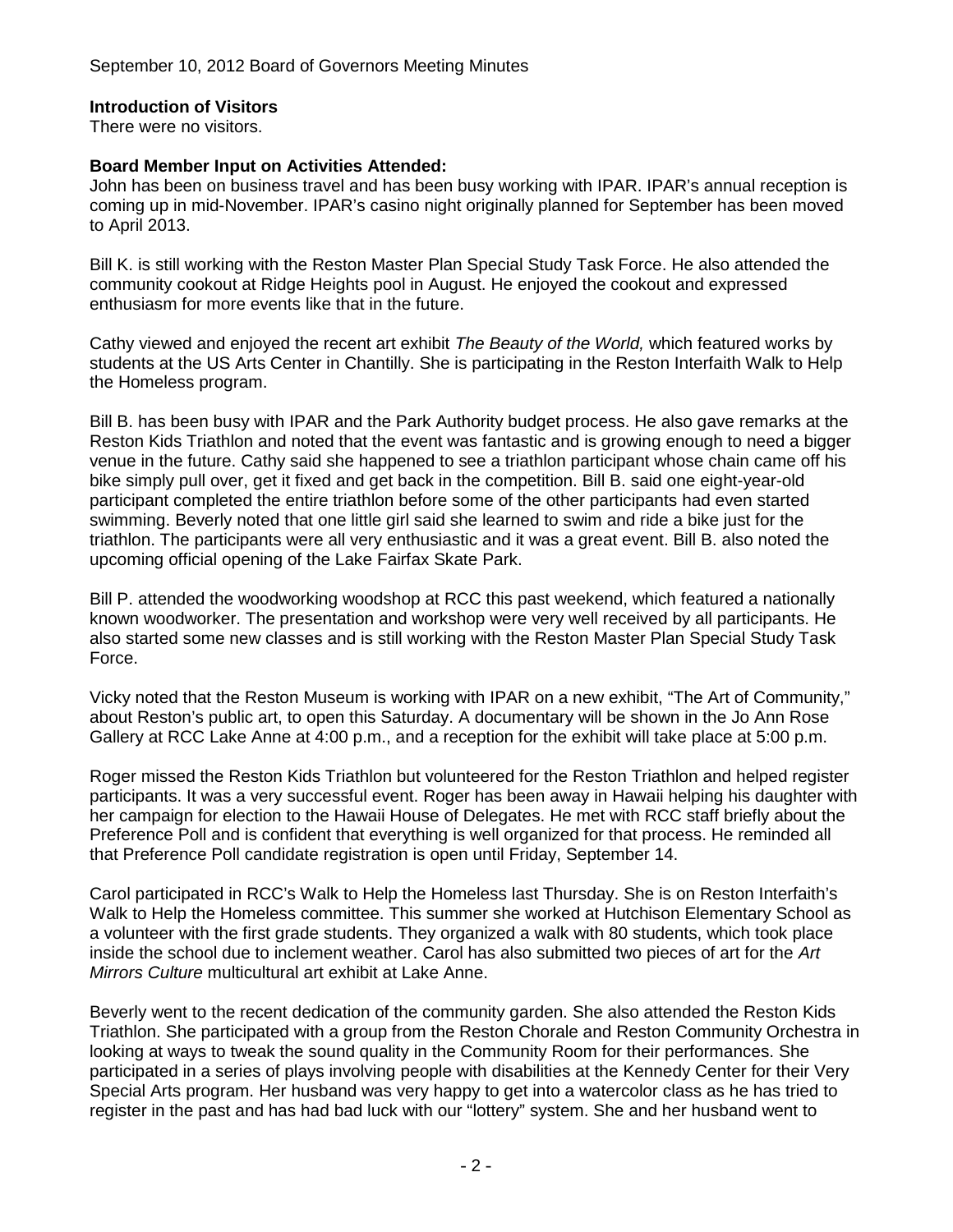**Introduction of Visitors**

There were no visitors.

**Board Member Input on Activities Attended:**

John has been on business travel and has been busy working with IPAR. IPAR's annual reception is coming up in mid-November. IPAR's casino night originally planned for September has been moved to April 2013.

Bill K. is still working with the Reston Master Plan Special Study Task Force. He also attended the community cookout at Ridge Heights pool in August. He enjoyed the cookout and expressed enthusiasm for more events like that in the future.

Cathy viewed and enjoyed the recent art exhibit *The Beauty of the World,* which featured works by students at the US Arts Center in Chantilly. She is participating in the Reston Interfaith Walk to Help the Homeless program.

Bill B. has been busy with IPAR and the Park Authority budget process. He also gave remarks at the Reston Kids Triathlon and noted that the event was fantastic and is growing enough to need a bigger venue in the future. Cathy said she happened to see a triathlon participant whose chain came off his bike simply pull over, get it fixed and get back in the competition. Bill B. said one eight-year-old participant completed the entire triathlon before some of the other participants had even started swimming. Beverly noted that one little girl said she learned to swim and ride a bike just for the triathlon. The participants were all very enthusiastic and it was a great event. Bill B. also noted the upcoming official opening of the Lake Fairfax Skate Park.

Bill P. attended the woodworking woodshop at RCC this past weekend, which featured a nationally known woodworker. The presentation and workshop were very well received by all participants. He also started some new classes and is still working with the Reston Master Plan Special Study Task Force.

Vicky noted that the Reston Museum is working with IPAR on a new exhibit, "The Art of Community," about Reston's public art, to open this Saturday. A documentary will be shown in the Jo Ann Rose Gallery at RCC Lake Anne at 4:00 p.m., and a reception for the exhibit will take place at 5:00 p.m.

Roger missed the Reston Kids Triathlon but volunteered for the Reston Triathlon and helped register participants. It was a very successful event. Roger has been away in Hawaii helping his daughter with her campaign for election to the Hawaii House of Delegates. He met with RCC staff briefly about the Preference Poll and is confident that everything is well organized for that process. He reminded all that Preference Poll candidate registration is open until Friday, September 14.

Carol participated in RCC's Walk to Help the Homeless last Thursday. She is on Reston Interfaith's Walk to Help the Homeless committee. This summer she worked at Hutchison Elementary School as a volunteer with the first grade students. They organized a walk with 80 students, which took place inside the school due to inclement weather. Carol has also submitted two pieces of art for the *Art Mirrors Culture* multicultural art exhibit at Lake Anne.

Beverly went to the recent dedication of the community garden. She also attended the Reston Kids Triathlon. She participated with a group from the Reston Chorale and Reston Community Orchestra in looking at ways to tweak the sound quality in the Community Room for their performances. She participated in a series of plays involving people with disabilities at the Kennedy Center for their Very Special Arts program. Her husband was very happy to get into a watercolor class as he has tried to register in the past and has had bad luck with our "lottery" system. She and her husband went to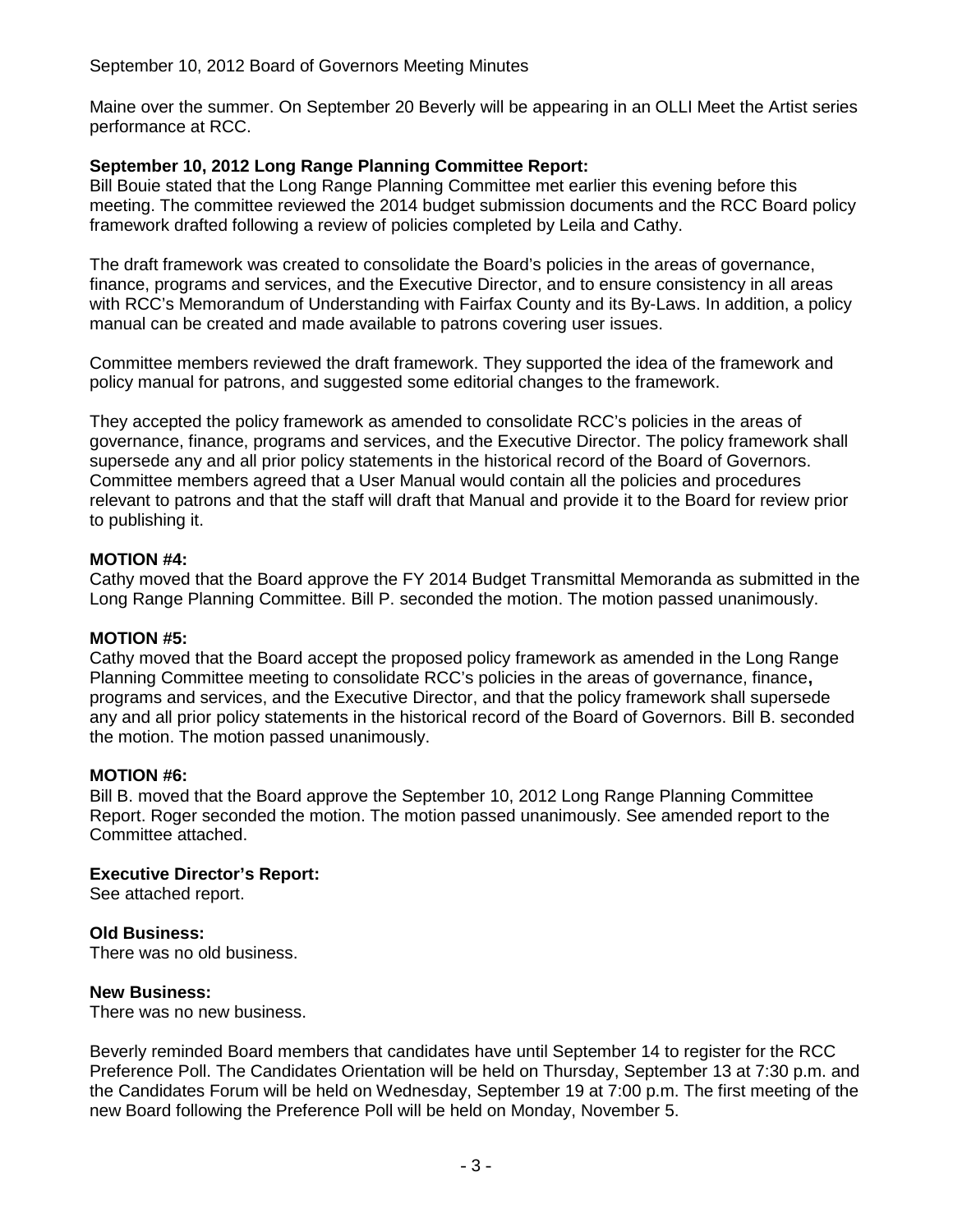Maine over the summer. On September 20 Beverly will be appearing in an OLLI Meet the Artist series performance at RCC.

**September 10, 2012 Long Range Planning Committee Report:**
Bill Bouie stated that the Long Range Planning Committee met earlier this evening before this meeting. The committee reviewed the 2014 budget submission documents and the RCC Board policy framework drafted following a review of policies completed by Leila and Cathy.

The draft framework was created to consolidate the Board's policies in the areas of governance, finance, programs and services, and the Executive Director, and to ensure consistency in all areas with RCC's Memorandum of Understanding with Fairfax County and its By-Laws. In addition, a policy manual can be created and made available to patrons covering user issues.

Committee members reviewed the draft framework. They supported the idea of the framework and policy manual for patrons, and suggested some editorial changes to the framework.

They accepted the policy framework as amended to consolidate RCC's policies in the areas of governance, finance, programs and services, and the Executive Director. The policy framework shall supersede any and all prior policy statements in the historical record of the Board of Governors. Committee members agreed that a User Manual would contain all the policies and procedures relevant to patrons and that the staff will draft that Manual and provide it to the Board for review prior to publishing it.

**MOTION #4:**
Cathy moved that the Board approve the FY 2014 Budget Transmittal Memoranda as submitted in the Long Range Planning Committee. Bill P. seconded the motion. The motion passed unanimously.

**MOTION #5:**
Cathy moved that the Board accept the proposed policy framework as amended in the Long Range Planning Committee meeting to consolidate RCC's policies in the areas of governance, finance, programs and services, and the Executive Director, and that the policy framework shall supersede any and all prior policy statements in the historical record of the Board of Governors. Bill B. seconded the motion. The motion passed unanimously.

**MOTION #6:**
Bill B. moved that the Board approve the September 10, 2012 Long Range Planning Committee Report. Roger seconded the motion. The motion passed unanimously. See amended report to the Committee attached.

**Executive Director's Report:**
See attached report.

**Old Business:**
There was no old business.

**New Business:**
There was no new business.

Beverly reminded Board members that candidates have until September 14 to register for the RCC Preference Poll. The Candidates Orientation will be held on Thursday, September 13 at 7:30 p.m. and the Candidates Forum will be held on Wednesday, September 19 at 7:00 p.m. The first meeting of the new Board following the Preference Poll will be held on Monday, November 5.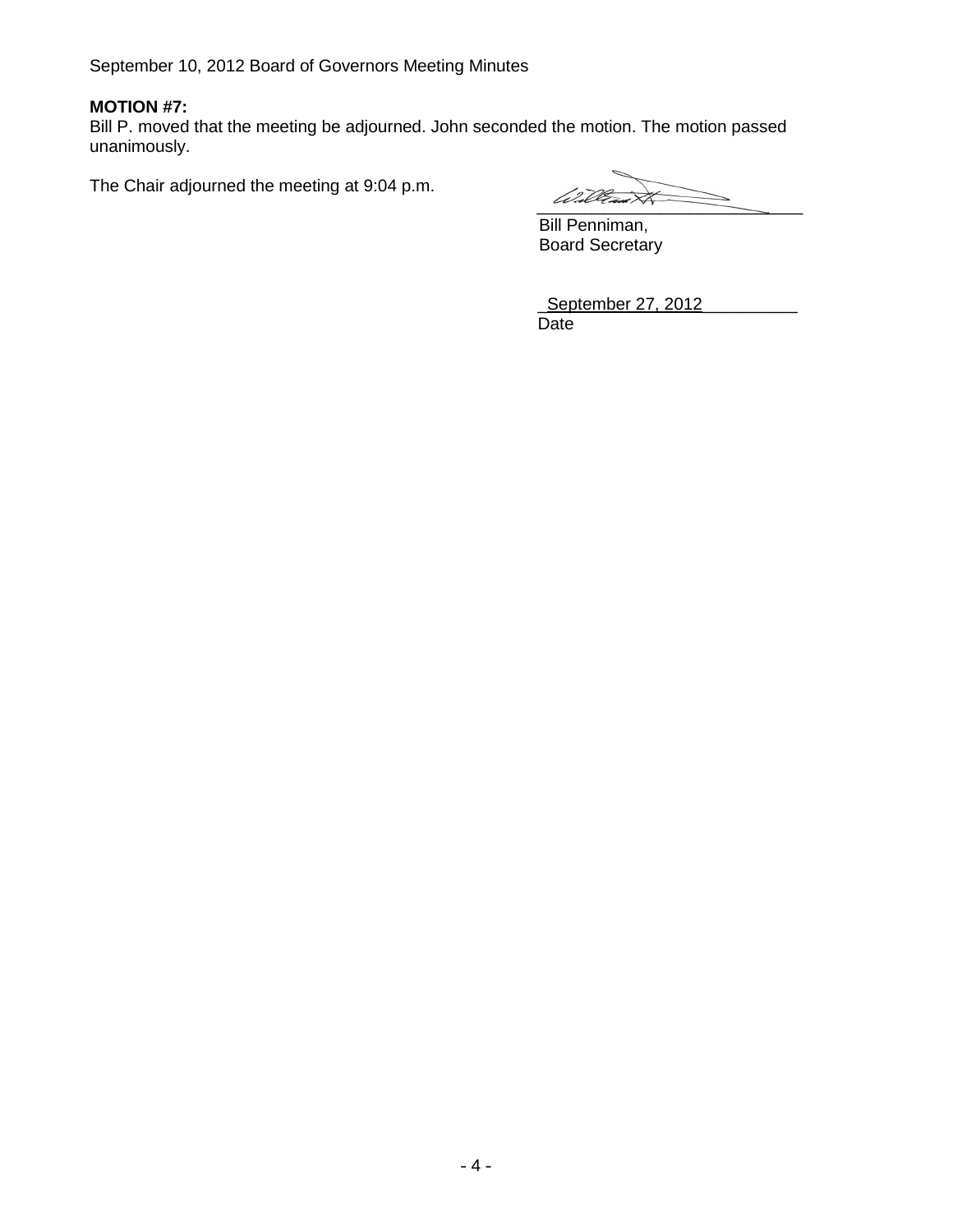**MOTION #7:**
Bill P. moved that the meeting be adjourned. John seconded the motion. The motion passed unanimously.

The Chair adjourned the meeting at 9:04 p.m.

Bill Penniman,
Board Secretary

September 27, 2012
Date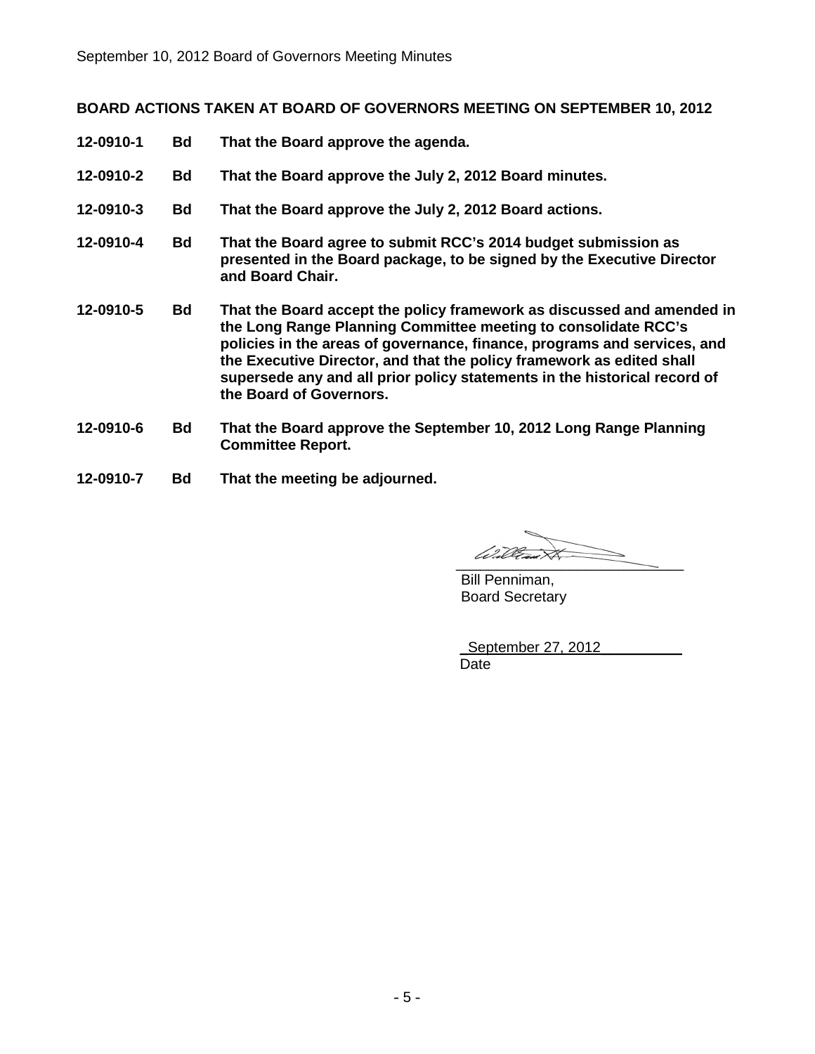**BOARD ACTIONS TAKEN AT BOARD OF GOVERNORS MEETING ON SEPTEMBER 10, 2012**

| | | |
|---|---|---|
| **12-0910-1** | **Bd** | **That the Board approve the agenda.** |
| **12-0910-2** | **Bd** | **That the Board approve the July 2, 2012 Board minutes.** |
| **12-0910-3** | **Bd** | **That the Board approve the July 2, 2012 Board actions.** |
| **12-0910-4** | **Bd** | **That the Board agree to submit RCC's 2014 budget submission as presented in the Board package, to be signed by the Executive Director and Board Chair.** |
| **12-0910-5** | **Bd** | **That the Board accept the policy framework as discussed and amended in the Long Range Planning Committee meeting to consolidate RCC's policies in the areas of governance, finance, programs and services, and the Executive Director, and that the policy framework as edited shall supersede any and all prior policy statements in the historical record of the Board of Governors.** |
| **12-0910-6** | **Bd** | **That the Board approve the September 10, 2012 Long Range Planning Committee Report.** |
| **12-0910-7** | **Bd** | **That the meeting be adjourned.** |

Bill Penniman,
Board Secretary

September 27, 2012
Date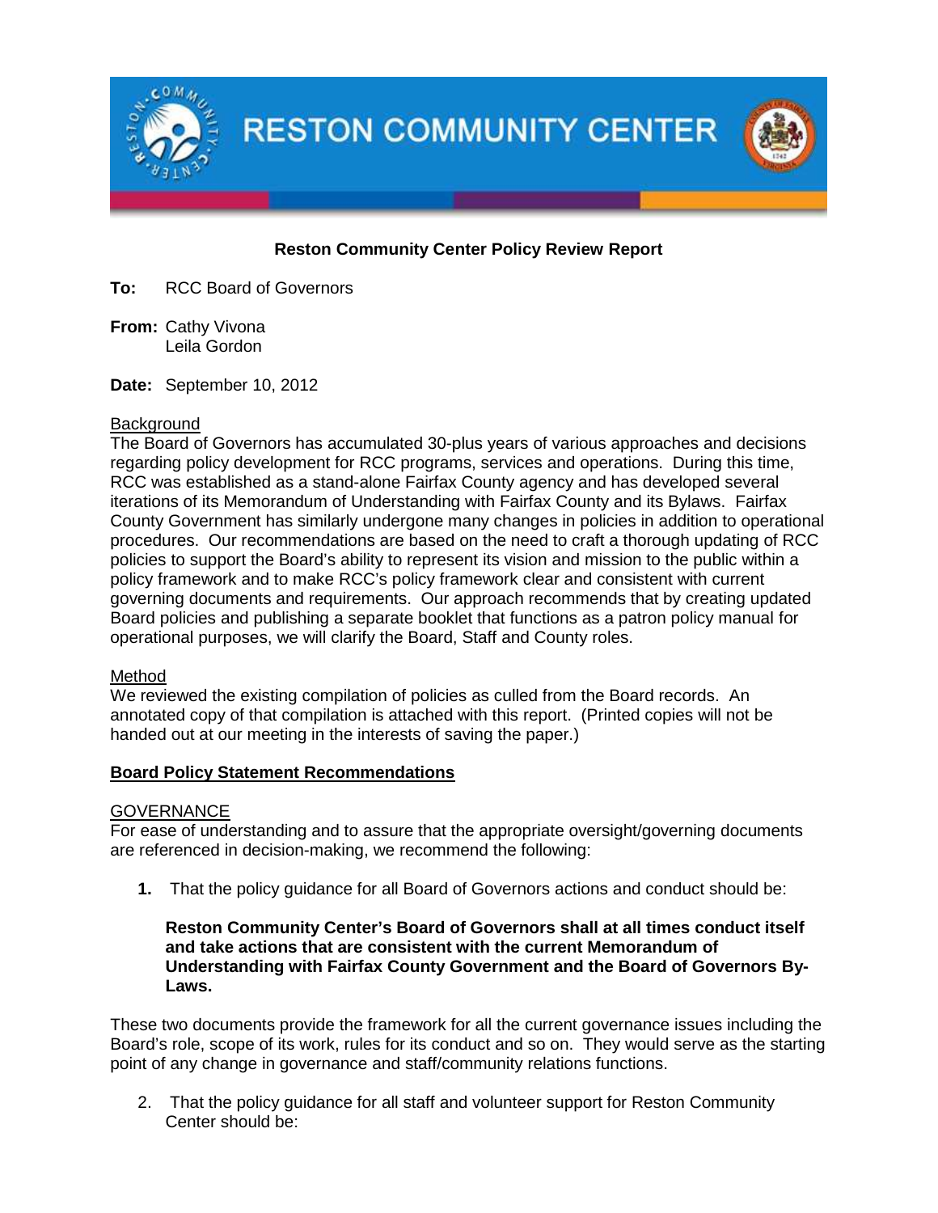# RESTON COMMUNITY CENTER

**Reston Community Center Policy Review Report**

**To:** RCC Board of Governors

**From:** Cathy Vivona
Leila Gordon

**Date:** September 10, 2012

Background

The Board of Governors has accumulated 30-plus years of various approaches and decisions regarding policy development for RCC programs, services and operations. During this time, RCC was established as a stand-alone Fairfax County agency and has developed several iterations of its Memorandum of Understanding with Fairfax County and its Bylaws. Fairfax County Government has similarly undergone many changes in policies in addition to operational procedures. Our recommendations are based on the need to craft a thorough updating of RCC policies to support the Board's ability to represent its vision and mission to the public within a policy framework and to make RCC's policy framework clear and consistent with current governing documents and requirements. Our approach recommends that by creating updated Board policies and publishing a separate booklet that functions as a patron policy manual for operational purposes, we will clarify the Board, Staff and County roles.

Method

We reviewed the existing compilation of policies as culled from the Board records. An annotated copy of that compilation is attached with this report. (Printed copies will not be handed out at our meeting in the interests of saving the paper.)

**Board Policy Statement Recommendations**

GOVERNANCE

For ease of understanding and to assure that the appropriate oversight/governing documents are referenced in decision-making, we recommend the following:

1. That the policy guidance for all Board of Governors actions and conduct should be:

   **Reston Community Center's Board of Governors shall at all times conduct itself and take actions that are consistent with the current Memorandum of Understanding with Fairfax County Government and the Board of Governors By-Laws.**

These two documents provide the framework for all the current governance issues including the Board's role, scope of its work, rules for its conduct and so on. They would serve as the starting point of any change in governance and staff/community relations functions.

2. That the policy guidance for all staff and volunteer support for Reston Community Center should be: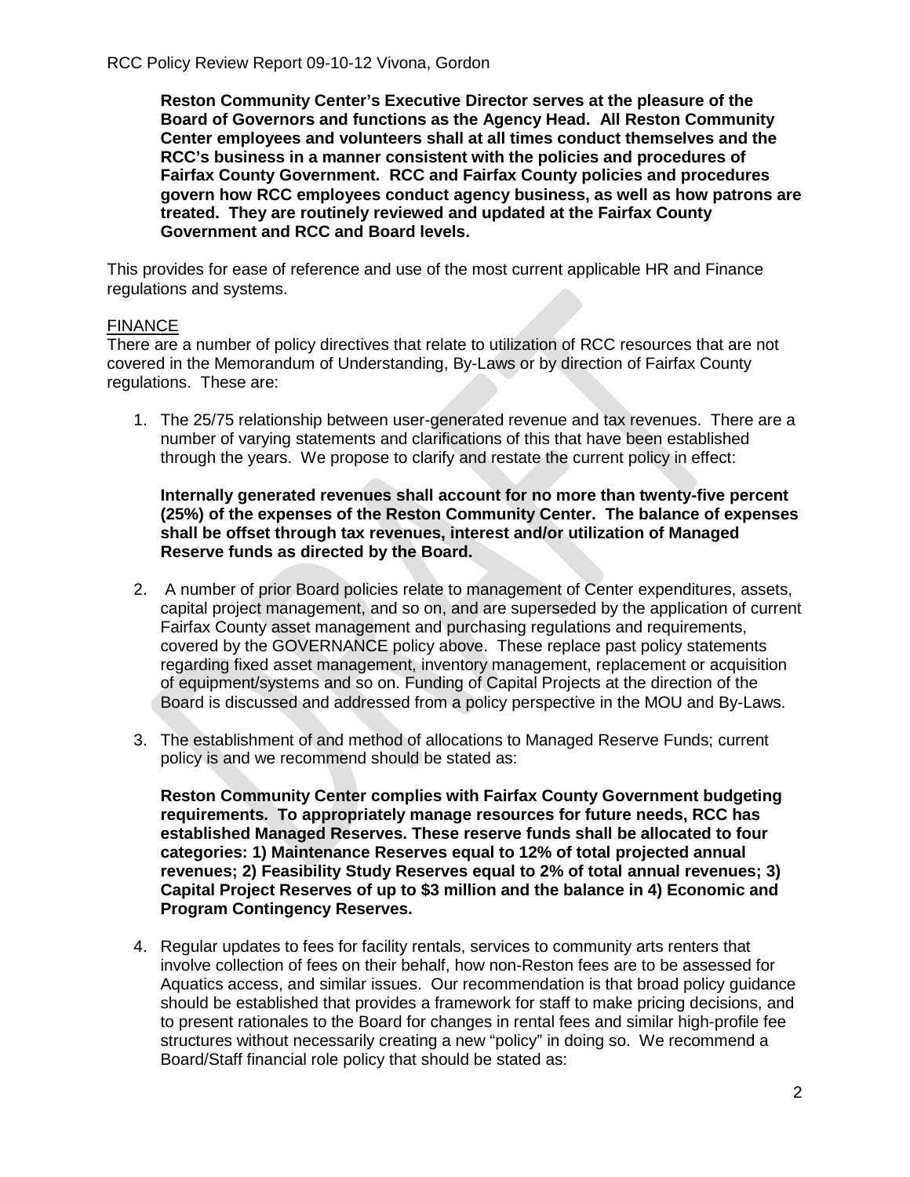**Reston Community Center's Executive Director serves at the pleasure of the Board of Governors and functions as the Agency Head. All Reston Community Center employees and volunteers shall at all times conduct themselves and the RCC's business in a manner consistent with the policies and procedures of Fairfax County Government. RCC and Fairfax County policies and procedures govern how RCC employees conduct agency business, as well as how patrons are treated. They are routinely reviewed and updated at the Fairfax County Government and RCC and Board levels.**

This provides for ease of reference and use of the most current applicable HR and Finance regulations and systems.

FINANCE

There are a number of policy directives that relate to utilization of RCC resources that are not covered in the Memorandum of Understanding, By-Laws or by direction of Fairfax County regulations. These are:

1. The 25/75 relationship between user-generated revenue and tax revenues. There are a number of varying statements and clarifications of this that have been established through the years. We propose to clarify and restate the current policy in effect:

   **Internally generated revenues shall account for no more than twenty-five percent (25%) of the expenses of the Reston Community Center. The balance of expenses shall be offset through tax revenues, interest and/or utilization of Managed Reserve funds as directed by the Board.**

2. A number of prior Board policies relate to management of Center expenditures, assets, capital project management, and so on, and are superseded by the application of current Fairfax County asset management and purchasing regulations and requirements, covered by the GOVERNANCE policy above. These replace past policy statements regarding fixed asset management, inventory management, replacement or acquisition of equipment/systems and so on. Funding of Capital Projects at the direction of the Board is discussed and addressed from a policy perspective in the MOU and By-Laws.

3. The establishment of and method of allocations to Managed Reserve Funds; current policy is and we recommend should be stated as:

   **Reston Community Center complies with Fairfax County Government budgeting requirements. To appropriately manage resources for future needs, RCC has established Managed Reserves. These reserve funds shall be allocated to four categories: 1) Maintenance Reserves equal to 12% of total projected annual revenues; 2) Feasibility Study Reserves equal to 2% of total annual revenues; 3) Capital Project Reserves of up to $3 million and the balance in 4) Economic and Program Contingency Reserves.**

4. Regular updates to fees for facility rentals, services to community arts renters that involve collection of fees on their behalf, how non-Reston fees are to be assessed for Aquatics access, and similar issues. Our recommendation is that broad policy guidance should be established that provides a framework for staff to make pricing decisions, and to present rationales to the Board for changes in rental fees and similar high-profile fee structures without necessarily creating a new "policy" in doing so. We recommend a Board/Staff financial role policy that should be stated as: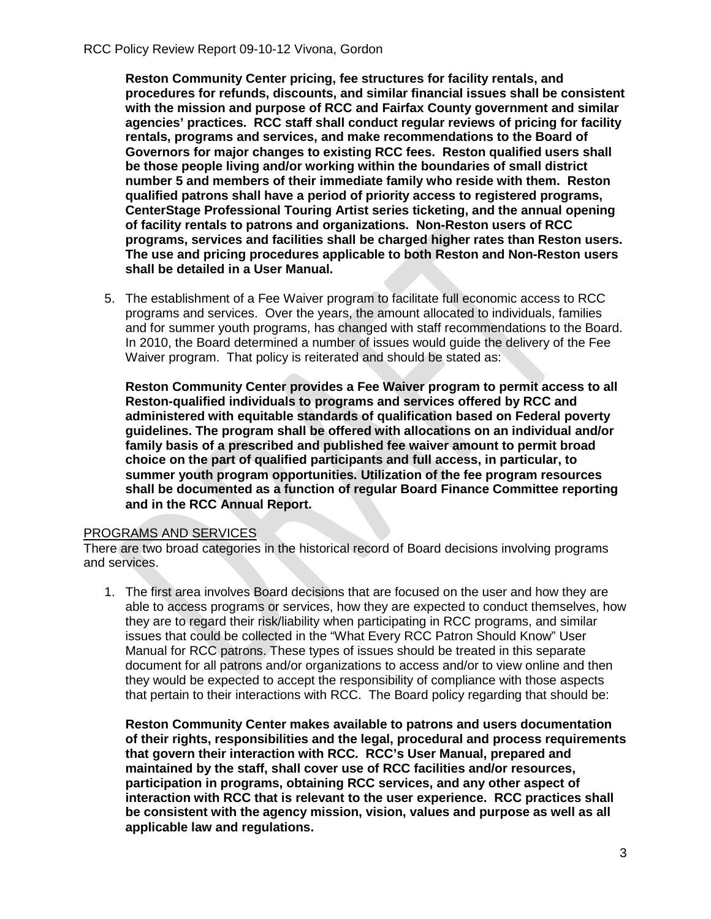**Reston Community Center pricing, fee structures for facility rentals, and procedures for refunds, discounts, and similar financial issues shall be consistent with the mission and purpose of RCC and Fairfax County government and similar agencies' practices. RCC staff shall conduct regular reviews of pricing for facility rentals, programs and services, and make recommendations to the Board of Governors for major changes to existing RCC fees. Reston qualified users shall be those people living and/or working within the boundaries of small district number 5 and members of their immediate family who reside with them. Reston qualified patrons shall have a period of priority access to registered programs, CenterStage Professional Touring Artist series ticketing, and the annual opening of facility rentals to patrons and organizations. Non-Reston users of RCC programs, services and facilities shall be charged higher rates than Reston users. The use and pricing procedures applicable to both Reston and Non-Reston users shall be detailed in a User Manual.**

5. The establishment of a Fee Waiver program to facilitate full economic access to RCC programs and services. Over the years, the amount allocated to individuals, families and for summer youth programs, has changed with staff recommendations to the Board. In 2010, the Board determined a number of issues would guide the delivery of the Fee Waiver program. That policy is reiterated and should be stated as:

   **Reston Community Center provides a Fee Waiver program to permit access to all Reston-qualified individuals to programs and services offered by RCC and administered with equitable standards of qualification based on Federal poverty guidelines. The program shall be offered with allocations on an individual and/or family basis of a prescribed and published fee waiver amount to permit broad choice on the part of qualified participants and full access, in particular, to summer youth program opportunities. Utilization of the fee program resources shall be documented as a function of regular Board Finance Committee reporting and in the RCC Annual Report.**

PROGRAMS AND SERVICES

There are two broad categories in the historical record of Board decisions involving programs and services.

1. The first area involves Board decisions that are focused on the user and how they are able to access programs or services, how they are expected to conduct themselves, how they are to regard their risk/liability when participating in RCC programs, and similar issues that could be collected in the "What Every RCC Patron Should Know" User Manual for RCC patrons. These types of issues should be treated in this separate document for all patrons and/or organizations to access and/or to view online and then they would be expected to accept the responsibility of compliance with those aspects that pertain to their interactions with RCC. The Board policy regarding that should be:

   **Reston Community Center makes available to patrons and users documentation of their rights, responsibilities and the legal, procedural and process requirements that govern their interaction with RCC. RCC's User Manual, prepared and maintained by the staff, shall cover use of RCC facilities and/or resources, participation in programs, obtaining RCC services, and any other aspect of interaction with RCC that is relevant to the user experience. RCC practices shall be consistent with the agency mission, vision, values and purpose as well as all applicable law and regulations.**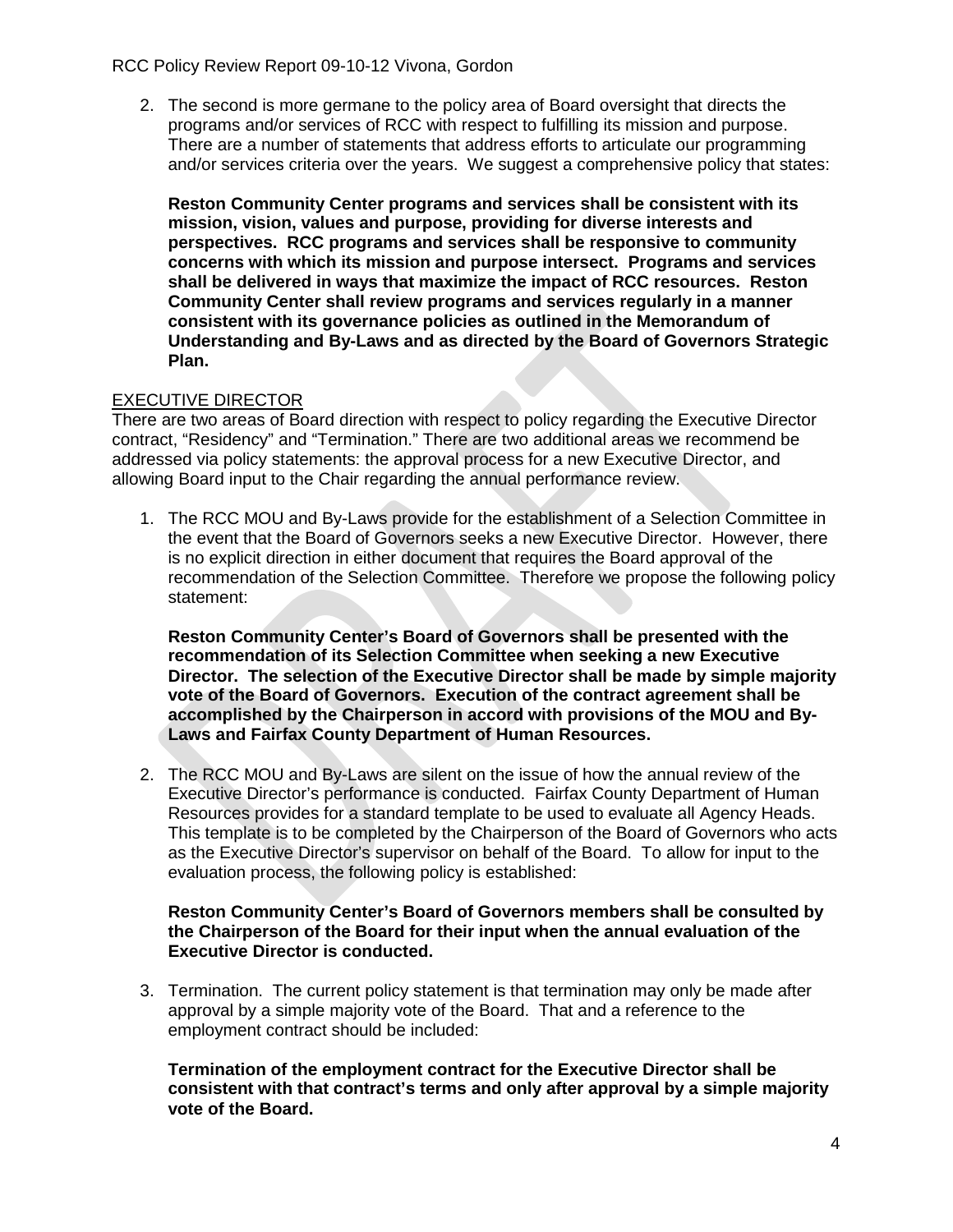2. The second is more germane to the policy area of Board oversight that directs the programs and/or services of RCC with respect to fulfilling its mission and purpose. There are a number of statements that address efforts to articulate our programming and/or services criteria over the years. We suggest a comprehensive policy that states:

   **Reston Community Center programs and services shall be consistent with its mission, vision, values and purpose, providing for diverse interests and perspectives. RCC programs and services shall be responsive to community concerns with which its mission and purpose intersect. Programs and services shall be delivered in ways that maximize the impact of RCC resources. Reston Community Center shall review programs and services regularly in a manner consistent with its governance policies as outlined in the Memorandum of Understanding and By-Laws and as directed by the Board of Governors Strategic Plan.**

## EXECUTIVE DIRECTOR

There are two areas of Board direction with respect to policy regarding the Executive Director contract, "Residency" and "Termination." There are two additional areas we recommend be addressed via policy statements: the approval process for a new Executive Director, and allowing Board input to the Chair regarding the annual performance review.

1. The RCC MOU and By-Laws provide for the establishment of a Selection Committee in the event that the Board of Governors seeks a new Executive Director. However, there is no explicit direction in either document that requires the Board approval of the recommendation of the Selection Committee. Therefore we propose the following policy statement:

   **Reston Community Center's Board of Governors shall be presented with the recommendation of its Selection Committee when seeking a new Executive Director. The selection of the Executive Director shall be made by simple majority vote of the Board of Governors. Execution of the contract agreement shall be accomplished by the Chairperson in accord with provisions of the MOU and By-Laws and Fairfax County Department of Human Resources.**

2. The RCC MOU and By-Laws are silent on the issue of how the annual review of the Executive Director's performance is conducted. Fairfax County Department of Human Resources provides for a standard template to be used to evaluate all Agency Heads. This template is to be completed by the Chairperson of the Board of Governors who acts as the Executive Director's supervisor on behalf of the Board. To allow for input to the evaluation process, the following policy is established:

   **Reston Community Center's Board of Governors members shall be consulted by the Chairperson of the Board for their input when the annual evaluation of the Executive Director is conducted.**

3. Termination. The current policy statement is that termination may only be made after approval by a simple majority vote of the Board. That and a reference to the employment contract should be included:

   **Termination of the employment contract for the Executive Director shall be consistent with that contract's terms and only after approval by a simple majority vote of the Board.**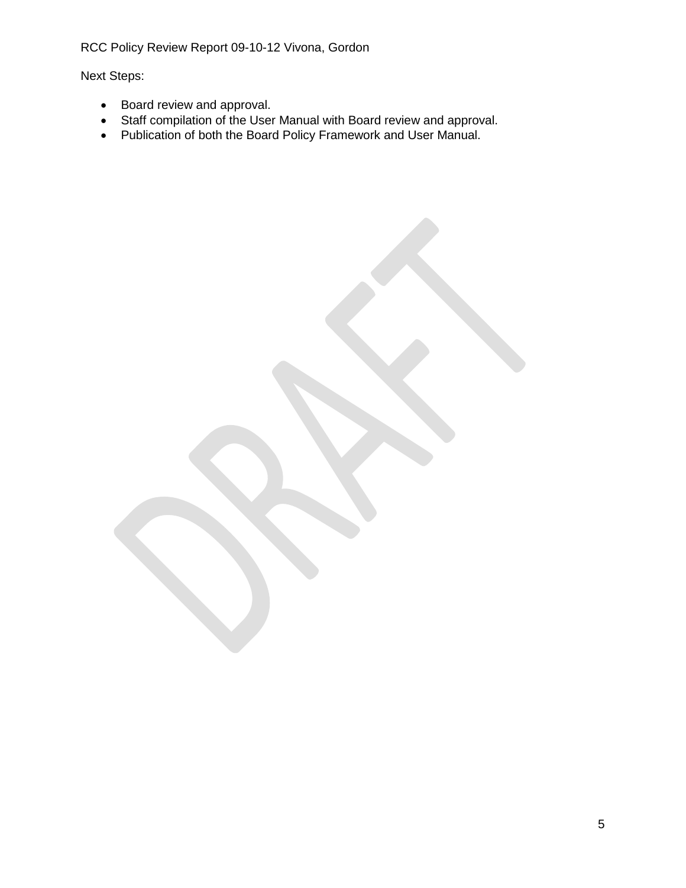Next Steps:

- Board review and approval.
- Staff compilation of the User Manual with Board review and approval.
- Publication of both the Board Policy Framework and User Manual.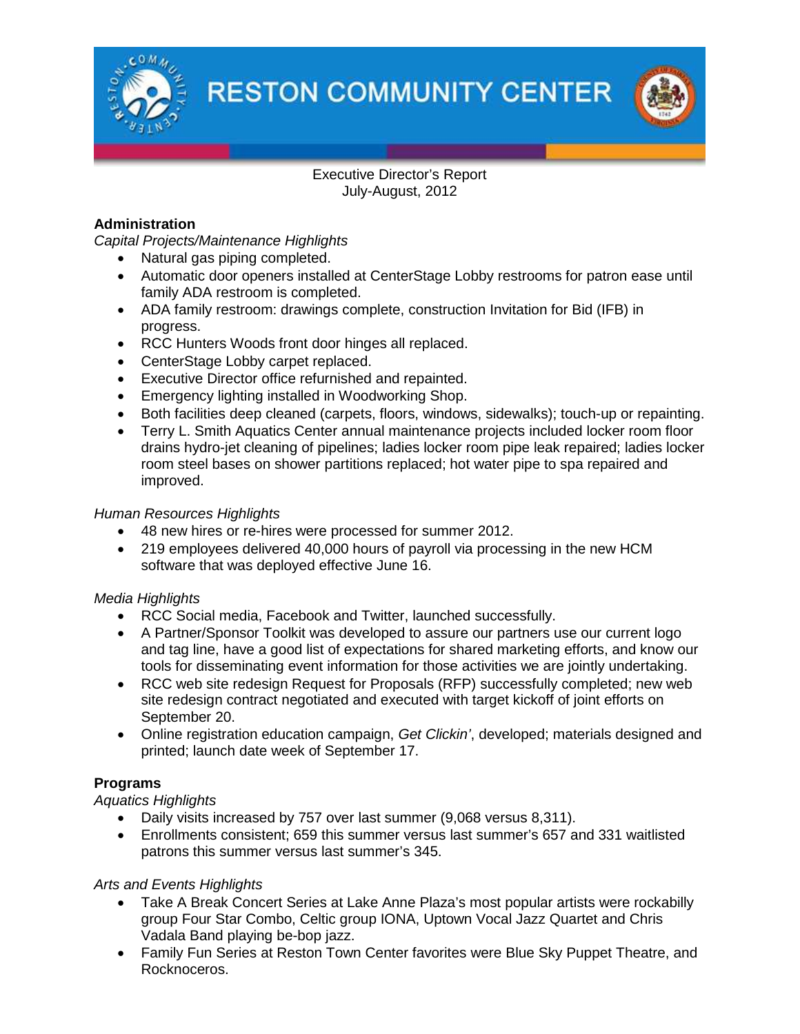# RESTON COMMUNITY CENTER

Executive Director's Report
July-August, 2012

## Administration

*Capital Projects/Maintenance Highlights*

- Natural gas piping completed.
- Automatic door openers installed at CenterStage Lobby restrooms for patron ease until family ADA restroom is completed.
- ADA family restroom: drawings complete, construction Invitation for Bid (IFB) in progress.
- RCC Hunters Woods front door hinges all replaced.
- CenterStage Lobby carpet replaced.
- Executive Director office refurnished and repainted.
- Emergency lighting installed in Woodworking Shop.
- Both facilities deep cleaned (carpets, floors, windows, sidewalks); touch-up or repainting.
- Terry L. Smith Aquatics Center annual maintenance projects included locker room floor drains hydro-jet cleaning of pipelines; ladies locker room pipe leak repaired; ladies locker room steel bases on shower partitions replaced; hot water pipe to spa repaired and improved.

*Human Resources Highlights*

- 48 new hires or re-hires were processed for summer 2012.
- 219 employees delivered 40,000 hours of payroll via processing in the new HCM software that was deployed effective June 16.

*Media Highlights*

- RCC Social media, Facebook and Twitter, launched successfully.
- A Partner/Sponsor Toolkit was developed to assure our partners use our current logo and tag line, have a good list of expectations for shared marketing efforts, and know our tools for disseminating event information for those activities we are jointly undertaking.
- RCC web site redesign Request for Proposals (RFP) successfully completed; new web site redesign contract negotiated and executed with target kickoff of joint efforts on September 20.
- Online registration education campaign, *Get Clickin'*, developed; materials designed and printed; launch date week of September 17.

## Programs

*Aquatics Highlights*

- Daily visits increased by 757 over last summer (9,068 versus 8,311).
- Enrollments consistent; 659 this summer versus last summer's 657 and 331 waitlisted patrons this summer versus last summer's 345.

*Arts and Events Highlights*

- Take A Break Concert Series at Lake Anne Plaza's most popular artists were rockabilly group Four Star Combo, Celtic group IONA, Uptown Vocal Jazz Quartet and Chris Vadala Band playing be-bop jazz.
- Family Fun Series at Reston Town Center favorites were Blue Sky Puppet Theatre, and Rocknoceros.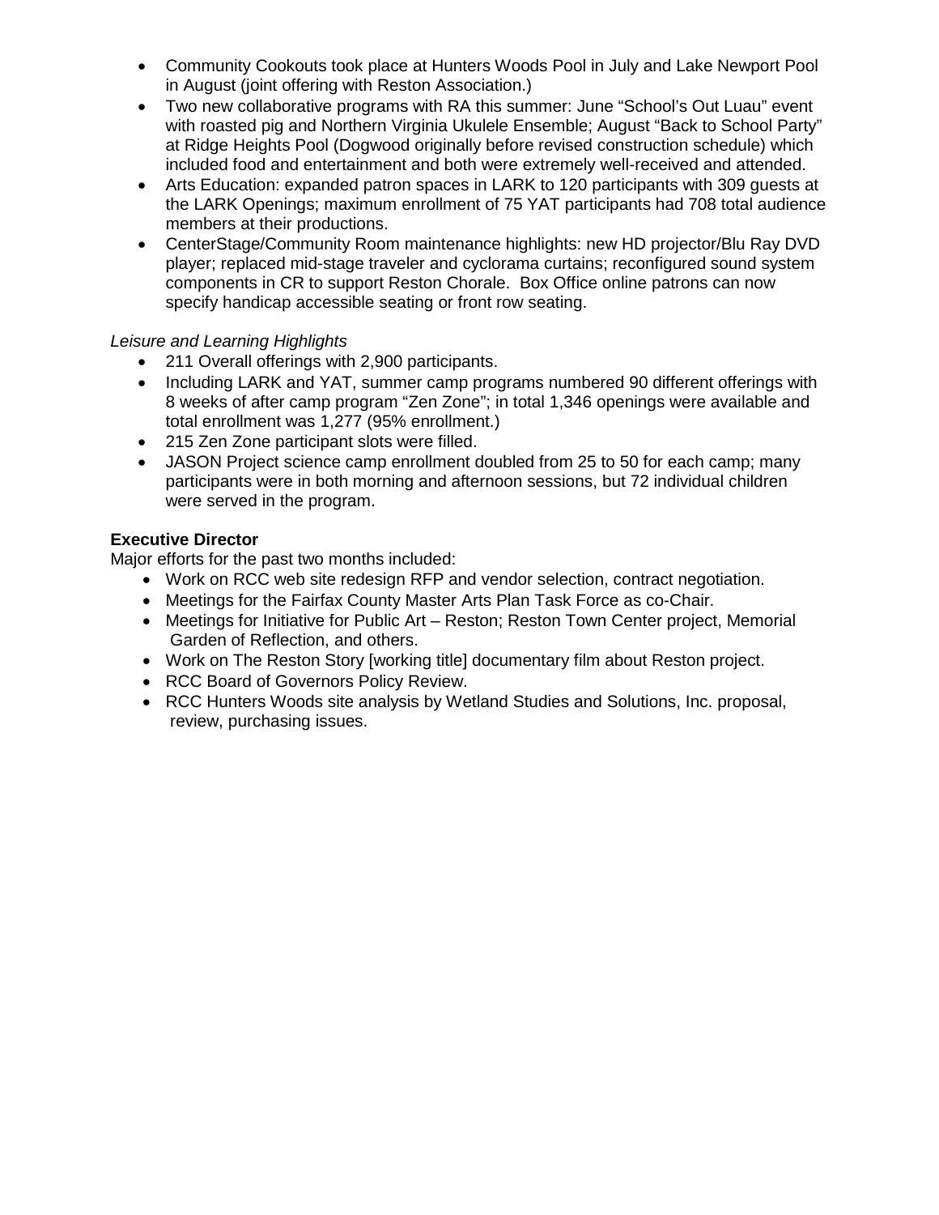- Community Cookouts took place at Hunters Woods Pool in July and Lake Newport Pool in August (joint offering with Reston Association.)
- Two new collaborative programs with RA this summer: June "School's Out Luau" event with roasted pig and Northern Virginia Ukulele Ensemble; August "Back to School Party" at Ridge Heights Pool (Dogwood originally before revised construction schedule) which included food and entertainment and both were extremely well-received and attended.
- Arts Education: expanded patron spaces in LARK to 120 participants with 309 guests at the LARK Openings; maximum enrollment of 75 YAT participants had 708 total audience members at their productions.
- CenterStage/Community Room maintenance highlights: new HD projector/Blu Ray DVD player; replaced mid-stage traveler and cyclorama curtains; reconfigured sound system components in CR to support Reston Chorale. Box Office online patrons can now specify handicap accessible seating or front row seating.

*Leisure and Learning Highlights*

- 211 Overall offerings with 2,900 participants.
- Including LARK and YAT, summer camp programs numbered 90 different offerings with 8 weeks of after camp program "Zen Zone"; in total 1,346 openings were available and total enrollment was 1,277 (95% enrollment.)
- 215 Zen Zone participant slots were filled.
- JASON Project science camp enrollment doubled from 25 to 50 for each camp; many participants were in both morning and afternoon sessions, but 72 individual children were served in the program.

**Executive Director**

Major efforts for the past two months included:

- Work on RCC web site redesign RFP and vendor selection, contract negotiation.
- Meetings for the Fairfax County Master Arts Plan Task Force as co-Chair.
- Meetings for Initiative for Public Art – Reston; Reston Town Center project, Memorial Garden of Reflection, and others.
- Work on The Reston Story [working title] documentary film about Reston project.
- RCC Board of Governors Policy Review.
- RCC Hunters Woods site analysis by Wetland Studies and Solutions, Inc. proposal, review, purchasing issues.